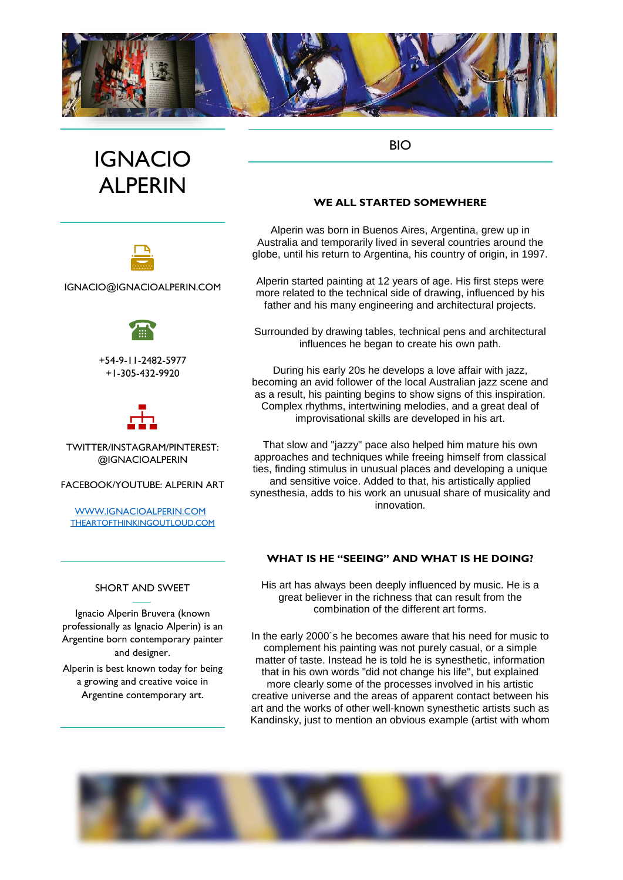# IGNACIO ALPERIN

IGNACIO@IGNACIOALPERIN.COM

+54-9-11-2482-5977
+1-305-432-9920

TWITTER/INSTAGRAM/PINTEREST: @IGNACIOALPERIN

FACEBOOK/YOUTUBE: ALPERIN ART

[WWW.IGNACIOALPERIN.COM](http://WWW.IGNACIOALPERIN.COM)
[THEARTOFTHINKINGOUTLOUD.COM](http://THEARTOFTHINKINGOUTLOUD.COM)

## SHORT AND SWEET

Ignacio Alperin Bruvera (known professionally as Ignacio Alperin) is an Argentine born contemporary painter and designer.

Alperin is best known today for being a growing and creative voice in Argentine contemporary art.

## BIO

### WE ALL STARTED SOMEWHERE

Alperin was born in Buenos Aires, Argentina, grew up in Australia and temporarily lived in several countries around the globe, until his return to Argentina, his country of origin, in 1997.

Alperin started painting at 12 years of age. His first steps were more related to the technical side of drawing, influenced by his father and his many engineering and architectural projects.

Surrounded by drawing tables, technical pens and architectural influences he began to create his own path.

During his early 20s he develops a love affair with jazz, becoming an avid follower of the local Australian jazz scene and as a result, his painting begins to show signs of this inspiration. Complex rhythms, intertwining melodies, and a great deal of improvisational skills are developed in his art.

That slow and "jazzy" pace also helped him mature his own approaches and techniques while freeing himself from classical ties, finding stimulus in unusual places and developing a unique and sensitive voice. Added to that, his artistically applied synesthesia, adds to his work an unusual share of musicality and innovation.

### WHAT IS HE "SEEING" AND WHAT IS HE DOING?

His art has always been deeply influenced by music. He is a great believer in the richness that can result from the combination of the different art forms.

In the early 2000´s he becomes aware that his need for music to complement his painting was not purely casual, or a simple matter of taste. Instead he is told he is synesthetic, information that in his own words "did not change his life", but explained more clearly some of the processes involved in his artistic creative universe and the areas of apparent contact between his art and the works of other well-known synesthetic artists such as Kandinsky, just to mention an obvious example (artist with whom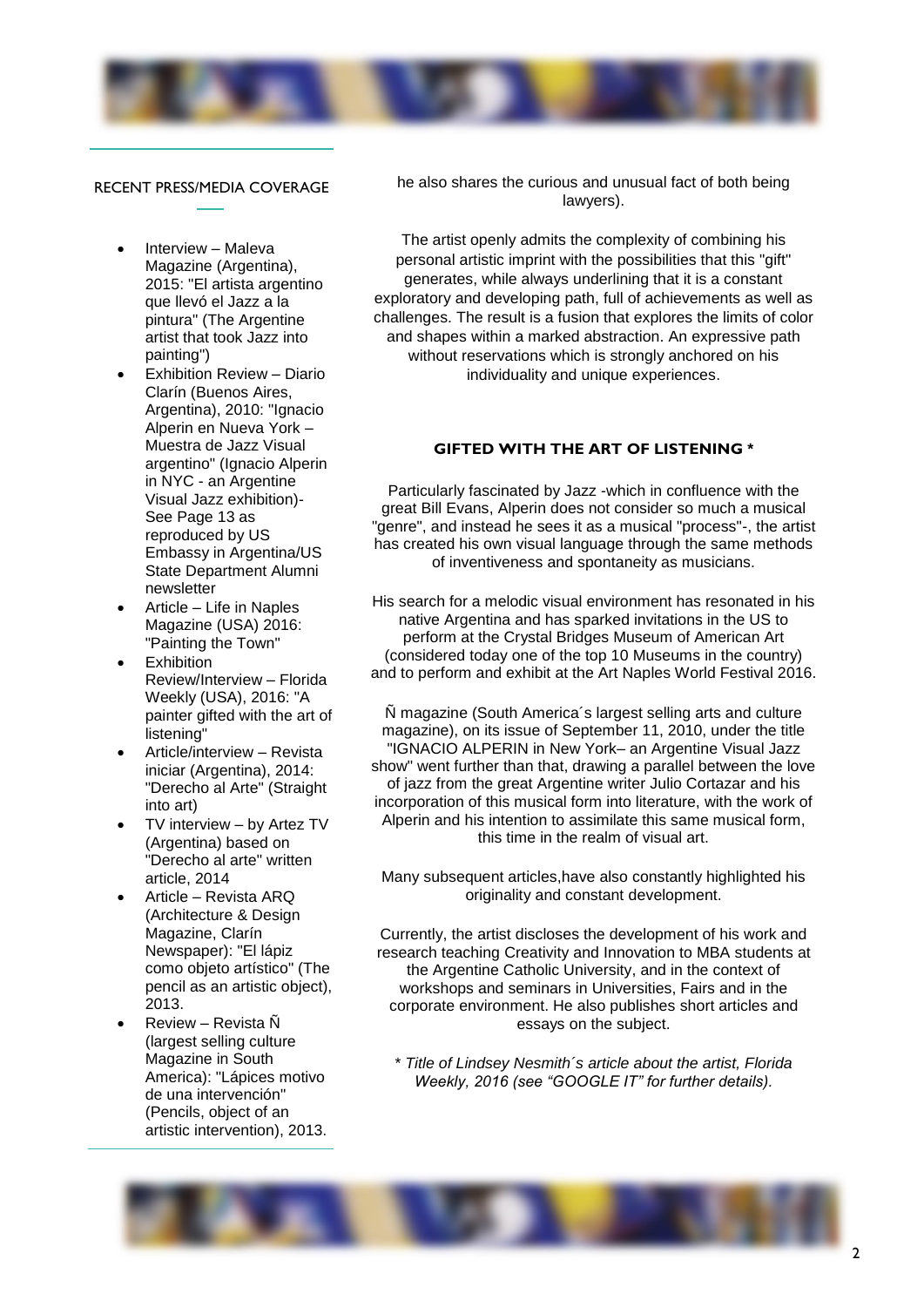## RECENT PRESS/MEDIA COVERAGE

- Interview – Maleva Magazine (Argentina), 2015: "El artista argentino que llevó el Jazz a la pintura" (The Argentine artist that took Jazz into painting")
- Exhibition Review – Diario Clarín (Buenos Aires, Argentina), 2010: "Ignacio Alperin en Nueva York – Muestra de Jazz Visual argentino" (Ignacio Alperin in NYC - an Argentine Visual Jazz exhibition)- See Page 13 as reproduced by US Embassy in Argentina/US State Department Alumni newsletter
- Article – Life in Naples Magazine (USA) 2016: "Painting the Town"
- Exhibition Review/Interview – Florida Weekly (USA), 2016: "A painter gifted with the art of listening"
- Article/interview – Revista iniciar (Argentina), 2014: "Derecho al Arte" (Straight into art)
- TV interview – by Artez TV (Argentina) based on "Derecho al arte" written article, 2014
- Article – Revista ARQ (Architecture & Design Magazine, Clarín Newspaper): "El lápiz como objeto artístico" (The pencil as an artistic object), 2013.
- Review – Revista Ñ (largest selling culture Magazine in South America): "Lápices motivo de una intervención" (Pencils, object of an artistic intervention), 2013.

he also shares the curious and unusual fact of both being lawyers).

The artist openly admits the complexity of combining his personal artistic imprint with the possibilities that this "gift" generates, while always underlining that it is a constant exploratory and developing path, full of achievements as well as challenges. The result is a fusion that explores the limits of color and shapes within a marked abstraction. An expressive path without reservations which is strongly anchored on his individuality and unique experiences.

## GIFTED WITH THE ART OF LISTENING *

Particularly fascinated by Jazz -which in confluence with the great Bill Evans, Alperin does not consider so much a musical "genre", and instead he sees it as a musical "process"-, the artist has created his own visual language through the same methods of inventiveness and spontaneity as musicians.

His search for a melodic visual environment has resonated in his native Argentina and has sparked invitations in the US to perform at the Crystal Bridges Museum of American Art (considered today one of the top 10 Museums in the country) and to perform and exhibit at the Art Naples World Festival 2016.

Ñ magazine (South America´s largest selling arts and culture magazine), on its issue of September 11, 2010, under the title "IGNACIO ALPERIN in New York– an Argentine Visual Jazz show" went further than that, drawing a parallel between the love of jazz from the great Argentine writer Julio Cortazar and his incorporation of this musical form into literature, with the work of Alperin and his intention to assimilate this same musical form, this time in the realm of visual art.

Many subsequent articles,have also constantly highlighted his originality and constant development.

Currently, the artist discloses the development of his work and research teaching Creativity and Innovation to MBA students at the Argentine Catholic University, and in the context of workshops and seminars in Universities, Fairs and in the corporate environment. He also publishes short articles and essays on the subject.

*\* Title of Lindsey Nesmith´s article about the artist, Florida Weekly, 2016 (see "GOOGLE IT" for further details).*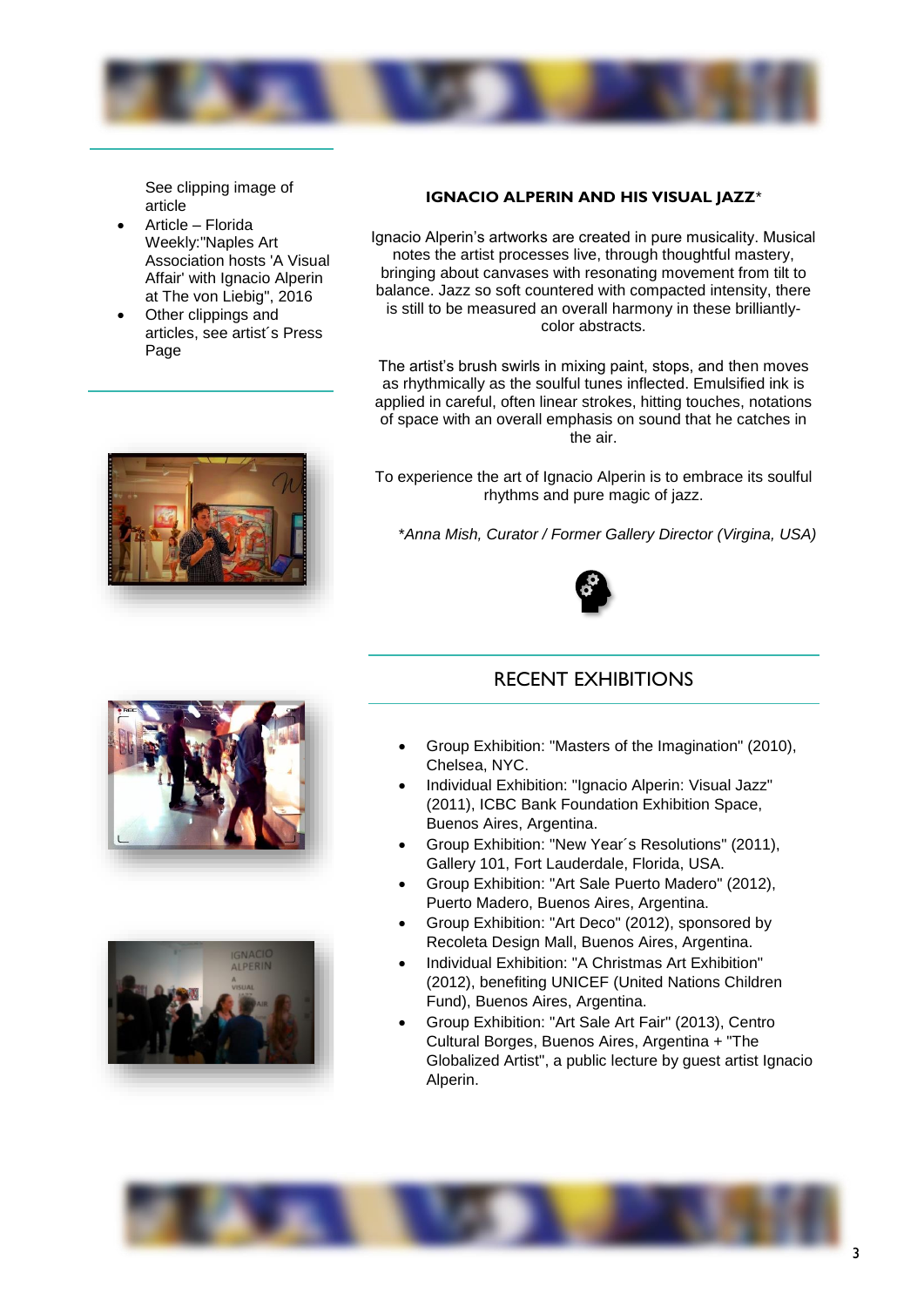See clipping image of article

- Article – Florida Weekly:"Naples Art Association hosts 'A Visual Affair' with Ignacio Alperin at The von Liebig", 2016
- Other clippings and articles, see artist´s Press Page

**IGNACIO ALPERIN AND HIS VISUAL JAZZ***

Ignacio Alperin's artworks are created in pure musicality. Musical notes the artist processes live, through thoughtful mastery, bringing about canvases with resonating movement from tilt to balance. Jazz so soft countered with compacted intensity, there is still to be measured an overall harmony in these brilliantly-color abstracts.

The artist's brush swirls in mixing paint, stops, and then moves as rhythmically as the soulful tunes inflected. Emulsified ink is applied in careful, often linear strokes, hitting touches, notations of space with an overall emphasis on sound that he catches in the air.

To experience the art of Ignacio Alperin is to embrace its soulful rhythms and pure magic of jazz.

*\*Anna Mish, Curator / Former Gallery Director (Virgina, USA)*

## RECENT EXHIBITIONS

- Group Exhibition: "Masters of the Imagination" (2010), Chelsea, NYC.
- Individual Exhibition: "Ignacio Alperin: Visual Jazz" (2011), ICBC Bank Foundation Exhibition Space, Buenos Aires, Argentina.
- Group Exhibition: "New Year´s Resolutions" (2011), Gallery 101, Fort Lauderdale, Florida, USA.
- Group Exhibition: "Art Sale Puerto Madero" (2012), Puerto Madero, Buenos Aires, Argentina.
- Group Exhibition: "Art Deco" (2012), sponsored by Recoleta Design Mall, Buenos Aires, Argentina.
- Individual Exhibition: "A Christmas Art Exhibition" (2012), benefiting UNICEF (United Nations Children Fund), Buenos Aires, Argentina.
- Group Exhibition: "Art Sale Art Fair" (2013), Centro Cultural Borges, Buenos Aires, Argentina + "The Globalized Artist", a public lecture by guest artist Ignacio Alperin.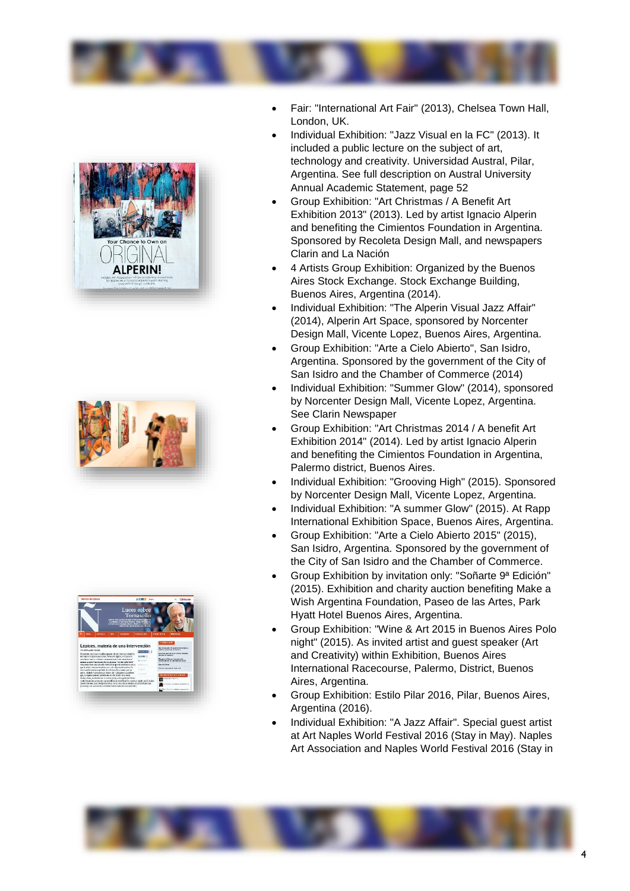- Fair: "International Art Fair" (2013), Chelsea Town Hall, London, UK.
- Individual Exhibition: "Jazz Visual en la FC" (2013). It included a public lecture on the subject of art, technology and creativity. Universidad Austral, Pilar, Argentina. See full description on Austral University Annual Academic Statement, page 52
- Group Exhibition: "Art Christmas / A Benefit Art Exhibition 2013" (2013). Led by artist Ignacio Alperin and benefiting the Cimientos Foundation in Argentina. Sponsored by Recoleta Design Mall, and newspapers Clarin and La Nación
- 4 Artists Group Exhibition: Organized by the Buenos Aires Stock Exchange. Stock Exchange Building, Buenos Aires, Argentina (2014).
- Individual Exhibition: "The Alperin Visual Jazz Affair" (2014), Alperin Art Space, sponsored by Norcenter Design Mall, Vicente Lopez, Buenos Aires, Argentina.
- Group Exhibition: "Arte a Cielo Abierto", San Isidro, Argentina. Sponsored by the government of the City of San Isidro and the Chamber of Commerce (2014)
- Individual Exhibition: "Summer Glow" (2014), sponsored by Norcenter Design Mall, Vicente Lopez, Argentina. See Clarin Newspaper
- Group Exhibition: "Art Christmas 2014 / A benefit Art Exhibition 2014" (2014). Led by artist Ignacio Alperin and benefiting the Cimientos Foundation in Argentina, Palermo district, Buenos Aires.
- Individual Exhibition: "Grooving High" (2015). Sponsored by Norcenter Design Mall, Vicente Lopez, Argentina.
- Individual Exhibition: "A summer Glow" (2015). At Rapp International Exhibition Space, Buenos Aires, Argentina.
- Group Exhibition: "Arte a Cielo Abierto 2015" (2015), San Isidro, Argentina. Sponsored by the government of the City of San Isidro and the Chamber of Commerce.
- Group Exhibition by invitation only: "Soñarte 9ª Edición" (2015). Exhibition and charity auction benefiting Make a Wish Argentina Foundation, Paseo de las Artes, Park Hyatt Hotel Buenos Aires, Argentina.
- Group Exhibition: "Wine & Art 2015 in Buenos Aires Polo night" (2015). As invited artist and guest speaker (Art and Creativity) within Exhibition, Buenos Aires International Racecourse, Palermo, District, Buenos Aires, Argentina.
- Group Exhibition: Estilo Pilar 2016, Pilar, Buenos Aires, Argentina (2016).
- Individual Exhibition: "A Jazz Affair". Special guest artist at Art Naples World Festival 2016 (Stay in May). Naples Art Association and Naples World Festival 2016 (Stay in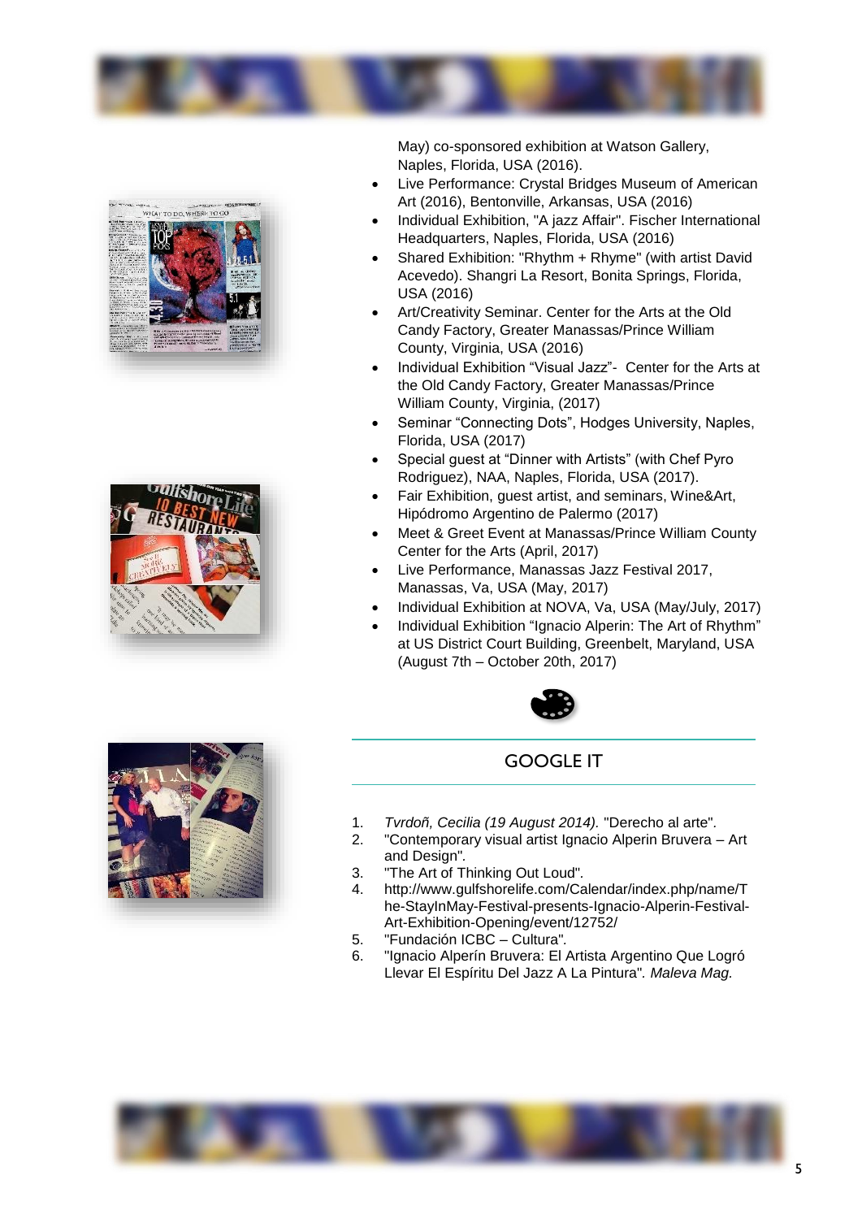May) co-sponsored exhibition at Watson Gallery, Naples, Florida, USA (2016).

- Live Performance: Crystal Bridges Museum of American Art (2016), Bentonville, Arkansas, USA (2016)
- Individual Exhibition, "A jazz Affair". Fischer International Headquarters, Naples, Florida, USA (2016)
- Shared Exhibition: "Rhythm + Rhyme" (with artist David Acevedo). Shangri La Resort, Bonita Springs, Florida, USA (2016)
- Art/Creativity Seminar. Center for the Arts at the Old Candy Factory, Greater Manassas/Prince William County, Virginia, USA (2016)
- Individual Exhibition "Visual Jazz"- Center for the Arts at the Old Candy Factory, Greater Manassas/Prince William County, Virginia, (2017)
- Seminar "Connecting Dots", Hodges University, Naples, Florida, USA (2017)
- Special guest at "Dinner with Artists" (with Chef Pyro Rodriguez), NAA, Naples, Florida, USA (2017).
- Fair Exhibition, guest artist, and seminars, Wine&Art, Hipódromo Argentino de Palermo (2017)
- Meet & Greet Event at Manassas/Prince William County Center for the Arts (April, 2017)
- Live Performance, Manassas Jazz Festival 2017, Manassas, Va, USA (May, 2017)
- Individual Exhibition at NOVA, Va, USA (May/July, 2017)
- Individual Exhibition "Ignacio Alperin: The Art of Rhythm" at US District Court Building, Greenbelt, Maryland, USA (August 7th – October 20th, 2017)

## GOOGLE IT

1. *Tvrdoň, Cecilia (19 August 2014).* "Derecho al arte".
2. "Contemporary visual artist Ignacio Alperin Bruvera – Art and Design".
3. "The Art of Thinking Out Loud".
4. http://www.gulfshorelife.com/Calendar/index.php/name/The-StayInMay-Festival-presents-Ignacio-Alperin-Festival-Art-Exhibition-Opening/event/12752/
5. "Fundación ICBC – Cultura".
6. "Ignacio Alperín Bruvera: El Artista Argentino Que Logró Llevar El Espíritu Del Jazz A La Pintura". *Maleva Mag.*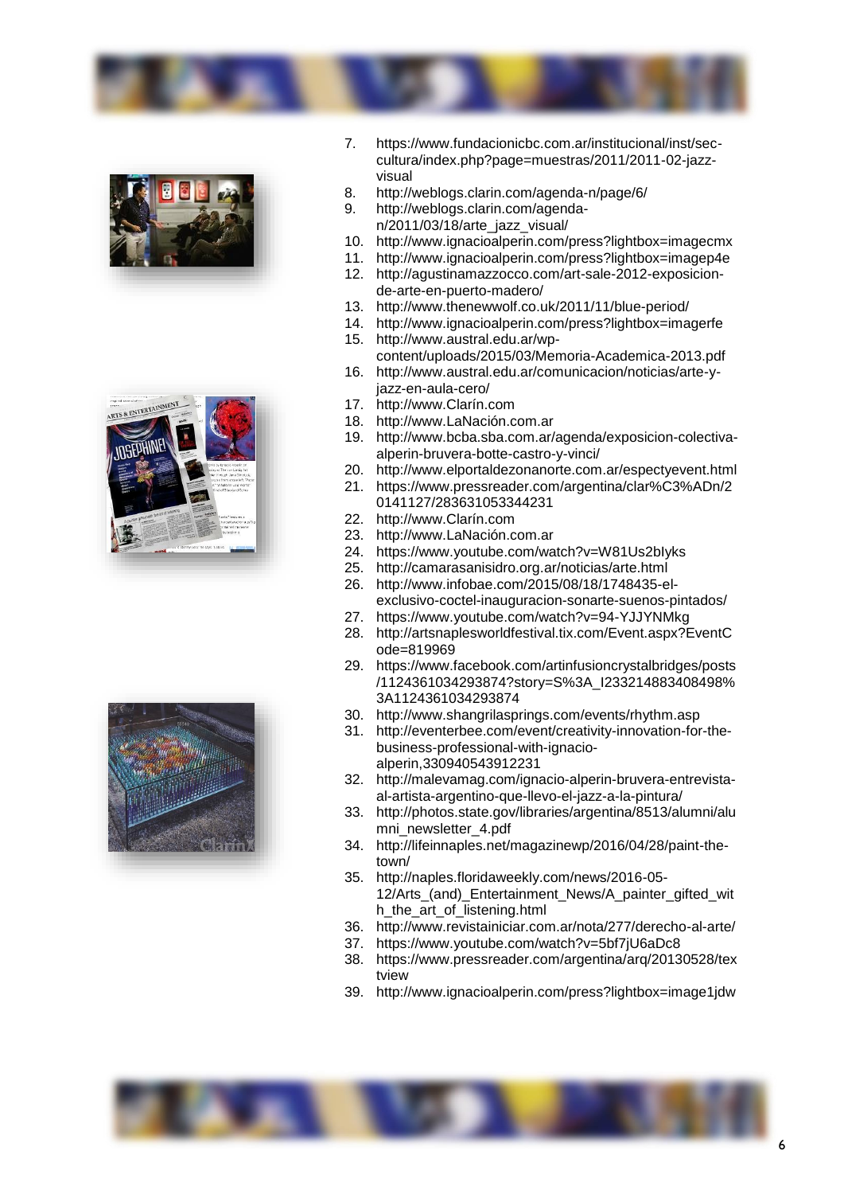7. https://www.fundacionicbc.com.ar/institucional/inst/sec-cultura/index.php?page=muestras/2011/2011-02-jazz-visual
8. http://weblogs.clarin.com/agenda-n/page/6/
9. http://weblogs.clarin.com/agenda-n/2011/03/18/arte_jazz_visual/
10. http://www.ignacioalperin.com/press?lightbox=imagecmx
11. http://www.ignacioalperin.com/press?lightbox=imagep4e
12. http://agustinamazzocco.com/art-sale-2012-exposicion-de-arte-en-puerto-madero/
13. http://www.thenewwolf.co.uk/2011/11/blue-period/
14. http://www.ignacioalperin.com/press?lightbox=imagerfe
15. http://www.austral.edu.ar/wp-content/uploads/2015/03/Memoria-Academica-2013.pdf
16. http://www.austral.edu.ar/comunicacion/noticias/arte-y-jazz-en-aula-cero/
17. http://www.Clarín.com
18. http://www.LaNación.com.ar
19. http://www.bcba.sba.com.ar/agenda/exposicion-colectiva-alperin-bruvera-botte-castro-y-vinci/
20. http://www.elportaldezonanorte.com.ar/espectyevent.html
21. https://www.pressreader.com/argentina/clar%C3%ADn/20141127/283631053344231
22. http://www.Clarín.com
23. http://www.LaNación.com.ar
24. https://www.youtube.com/watch?v=W81Us2bIyks
25. http://camarasanisidro.org.ar/noticias/arte.html
26. http://www.infobae.com/2015/08/18/1748435-el-exclusivo-coctel-inauguracion-sonarte-suenos-pintados/
27. https://www.youtube.com/watch?v=94-YJJYNMkg
28. http://artsnaplesworldfestival.tix.com/Event.aspx?EventCode=819969
29. https://www.facebook.com/artinfusioncrystalbridges/posts/1124361034293874?story=S%3A_I233214883408498%3A1124361034293874
30. http://www.shangrilasprings.com/events/rhythm.asp
31. http://eventerbee.com/event/creativity-innovation-for-the-business-professional-with-ignacio-alperin,330940543912231
32. http://malevamag.com/ignacio-alperin-bruvera-entrevista-al-artista-argentino-que-llevo-el-jazz-a-la-pintura/
33. http://photos.state.gov/libraries/argentina/8513/alumni/alumni_newsletter_4.pdf
34. http://lifeinnaples.net/magazinewp/2016/04/28/paint-the-town/
35. http://naples.floridaweekly.com/news/2016-05-12/Arts_(and)_Entertainment_News/A_painter_gifted_with_the_art_of_listening.html
36. http://www.revistainiciar.com.ar/nota/277/derecho-al-arte/
37. https://www.youtube.com/watch?v=5bf7jU6aDc8
38. https://www.pressreader.com/argentina/arq/20130528/textview
39. http://www.ignacioalperin.com/press?lightbox=image1jdw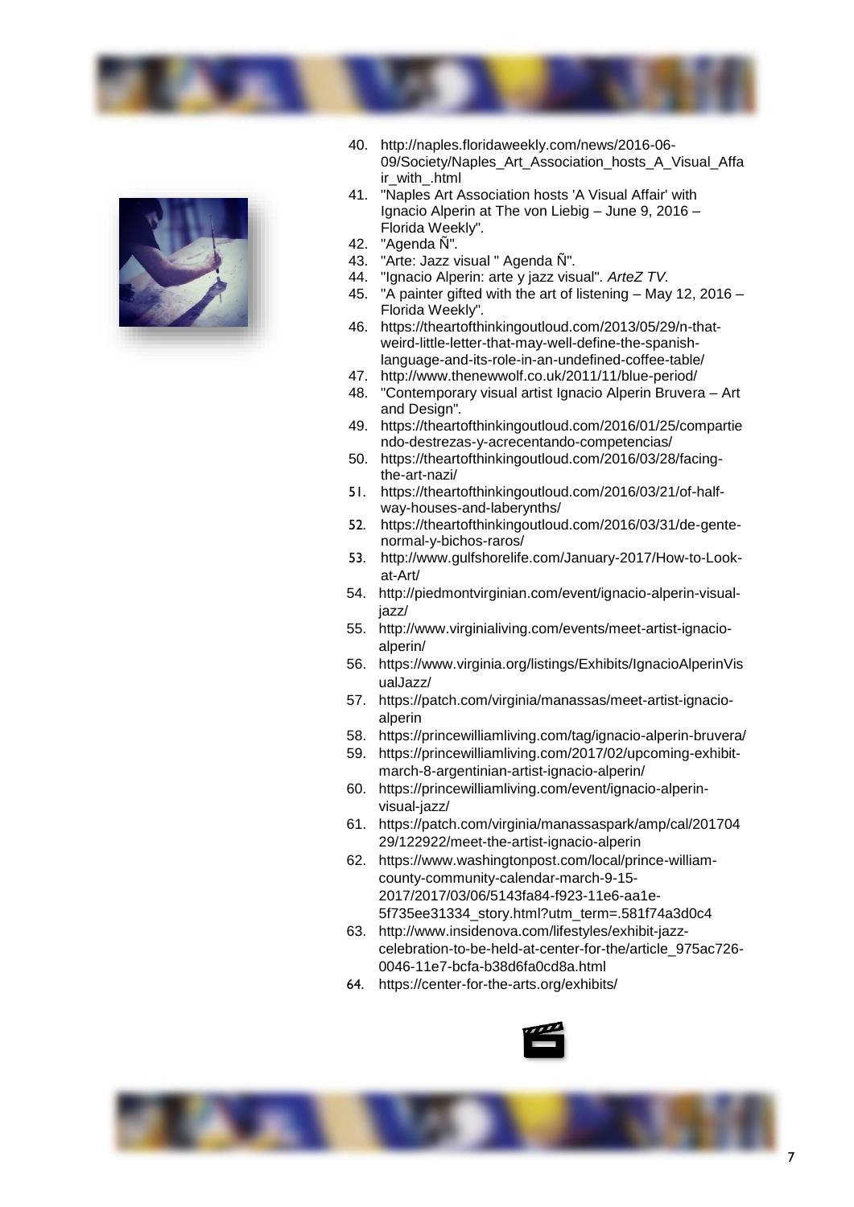40. http://naples.floridaweekly.com/news/2016-06-09/Society/Naples_Art_Association_hosts_A_Visual_Affair_with_.html
41. "Naples Art Association hosts 'A Visual Affair' with Ignacio Alperin at The von Liebig – June 9, 2016 – Florida Weekly".
42. "Agenda Ñ".
43. "Arte: Jazz visual " Agenda Ñ".
44. "Ignacio Alperin: arte y jazz visual". *ArteZ TV*.
45. "A painter gifted with the art of listening – May 12, 2016 – Florida Weekly".
46. https://theartofthinkingoutloud.com/2013/05/29/n-that-weird-little-letter-that-may-well-define-the-spanish-language-and-its-role-in-an-undefined-coffee-table/
47. http://www.thenewwolf.co.uk/2011/11/blue-period/
48. "Contemporary visual artist Ignacio Alperin Bruvera – Art and Design".
49. https://theartofthinkingoutloud.com/2016/01/25/compartiendo-destrezas-y-acrecentando-competencias/
50. https://theartofthinkingoutloud.com/2016/03/28/facing-the-art-nazi/
51. https://theartofthinkingoutloud.com/2016/03/21/of-half-way-houses-and-laberynths/
52. https://theartofthinkingoutloud.com/2016/03/31/de-gente-normal-y-bichos-raros/
53. http://www.gulfshorelife.com/January-2017/How-to-Look-at-Art/
54. http://piedmontvirginian.com/event/ignacio-alperin-visual-jazz/
55. http://www.virginialiving.com/events/meet-artist-ignacio-alperin/
56. https://www.virginia.org/listings/Exhibits/IgnacioAlperinVisualJazz/
57. https://patch.com/virginia/manassas/meet-artist-ignacio-alperin
58. https://princewilliamliving.com/tag/ignacio-alperin-bruvera/
59. https://princewilliamliving.com/2017/02/upcoming-exhibit-march-8-argentinian-artist-ignacio-alperin/
60. https://princewilliamliving.com/event/ignacio-alperin-visual-jazz/
61. https://patch.com/virginia/manassaspark/amp/cal/20170429/122922/meet-the-artist-ignacio-alperin
62. https://www.washingtonpost.com/local/prince-william-county-community-calendar-march-9-15-2017/2017/03/06/5143fa84-f923-11e6-aa1e-5f735ee31334_story.html?utm_term=.581f74a3d0c4
63. http://www.insidenova.com/lifestyles/exhibit-jazz-celebration-to-be-held-at-center-for-the/article_975ac726-0046-11e7-bcfa-b38d6fa0cd8a.html
64. https://center-for-the-arts.org/exhibits/